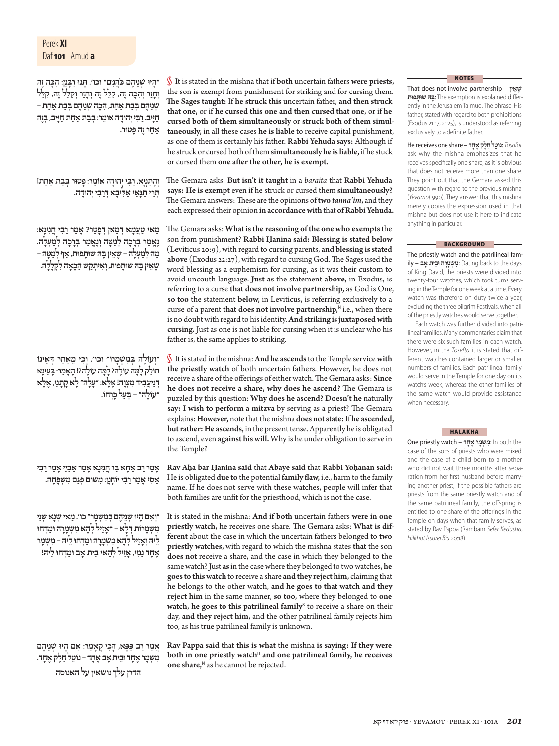Perek **XI**
Daf **101** Amud **a**

״הָיוּ שְׁנֵיהֶם כֹּהֲנִים״ וכו׳. תָּנוּ רַבָּנַן: הִכָּה זֶה וְחָזַר וְהִכָּה זֶה, קִלֵּל זֶה וְחָזַר וְקִלֵּל זֶה, קִלֵּל שְׁנֵיהֶם בְּבַת אַחַת, הִכָּה שְׁנֵיהֶם בְּבַת אַחַת – חַיָּיב. רַבִּי יְהוּדָה אוֹמֵר: בְּבַת אַחַת חַיָּיב, בְּזֶה אַחַר זֶה פָּטוּר.

§ It is stated in the mishna that if **both** uncertain fathers **were priests,** the son is exempt from punishment for striking and for cursing them. **The Sages taught:** If **he struck this** uncertain father, **and then struck that one,** or if **he cursed this one and then cursed that one,** or if **he cursed both of them simultaneously** or **struck both of them simultaneously,** in all these cases **he is liable** to receive capital punishment, as one of them is certainly his father. **Rabbi Yehuda says:** Although if he struck or cursed both of them **simultaneously he is liable,** if he stuck or cursed them **one after the other, he is exempt.**

וְהָתַנְיָא, רַבִּי יְהוּדָה אוֹמֵר: פָּטוּר בְּבַת אַחַת! תְּרֵי תַּנָּאֵי אַלִּיבָּא דְּרַבִּי יְהוּדָה.

The Gemara asks: **But isn't it taught** in a *baraita* that **Rabbi Yehuda says: He is exempt** even if he struck or cursed them **simultaneously?** The Gemara answers: These are the opinions of **two** *tanna'im,* and they each expressed their opinion **in accordance with** that **of Rabbi Yehuda.**

מַאי טַעְמָא דְּמַאן דְּפָטַר? אָמַר רַבִּי חֲנִינָא: נֶאֱמַר בְּרָכָה לְמַטָּה וְנֶאֱמַר בְּרָכָה לְמַעְלָה. מָה לְמַעְלָה – שֶׁאֵין בָּהּ שׁוּתָּפוּת, אַף לְמַטָּה – שֶׁאֵין בָּהּ שׁוּתָּפוּת, וְאִיתְקַשׁ הַכָּאָה לִקְלָלָה.

The Gemara asks: **What is the reasoning of the one who exempts** the son from punishment? **Rabbi Ḥanina said: Blessing is stated below** (Leviticus 20:9), with regard to cursing parents, **and blessing is stated above** (Exodus 22:27), with regard to cursing God. The Sages used the word blessing as a euphemism for cursing, as it was their custom to avoid uncouth language. **Just as** the statement **above,** in Exodus, is referring to a curse **that does not involve partnership,** as God is One, **so too** the statement **below,** in Leviticus, is referring exclusively to a curse of a parent **that does not involve partnership,**[N] i.e., when there is no doubt with regard to his identity. **And striking is juxtaposed with cursing.** Just as one is not liable for cursing when it is unclear who his father is, the same applies to striking.

״וְעוֹלֶה בְּמִשְׁמָרוֹ״ וכו׳. וְכִי מֵאַחַר דְּאֵינוֹ חוֹלֵק לָמָּה עוֹלֶה? לָמָּה עוֹלֶה?! הָאָמַר: בָּעֵינָא דְּנִיעֲבֵיד מִצְוָה! אֶלָּא: ״עָלָה״ לָא קָתָנֵי, אֶלָּא ״עוֹלֶה״ – בְּעַל כָּרְחוֹ.

§ It is stated in the mishna: **And he ascends** to the Temple service **with the priestly watch** of both uncertain fathers. However, he does not receive a share of the offerings of either watch. The Gemara asks: **Since he does not receive a share, why does he ascend?** The Gemara is puzzled by this question: **Why does he ascend? Doesn't he** naturally **say: I wish to perform a mitzva** by serving as a priest? The Gemara explains: **However,** note that the mishna **does not state:** If **he ascended, but rather: He ascends,** in the present tense. Apparently he is obligated to ascend, even **against his will.** Why is he under obligation to serve in the Temple?

אָמַר רַב אַחָא בַּר חֲנִינָא אָמַר אַבָּיֵי אָמַר רַבִּי אַסִּי אָמַר רַבִּי יוֹחָנָן: מִשּׁוּם פְּגַם מִשְׁפָּחָה.

**Rav Aḥa bar Ḥanina said** that **Abaye said** that **Rabbi Yoḥanan said:** He is obligated **due to** the potential **family flaw,** i.e., harm to the family name. If he does not serve with these watches, people will infer that both families are unfit for the priesthood, which is not the case.

״וְאִם הָיוּ שְׁנֵיהֶם בְּמִשְׁמָר״ כו׳. מַאי שְׁנָא שְׁנֵי מִשְׁמָרוֹת דְּלָא – דְּאָזֵיל לְהָא מִשְׁמָרָה וּמַדְחוּ לֵיהּ וְאָזֵיל לְהָא מִשְׁמָרָה וּמַדְחוּ לֵיהּ – מִשְׁמָר אֶחָד נַמִּי, אָזֵיל לְהַאי בֵּית אָב וּמַדְחוּ לֵיהּ!

It is stated in the mishna: **And if both** uncertain fathers **were in one priestly watch,** he receives one share. The Gemara asks: **What is different** about the case in which the uncertain fathers belonged to **two priestly watches,** with regard to which the mishna states **that** the son **does not** receive a share, and the case in which they belonged to the same watch? Just **as** in the case where they belonged to two watches, **he goes to this watch** to receive a share **and they reject him,** claiming that he belongs to the other watch, **and he goes to that watch and they reject him** in the same manner, **so too,** where they belonged to **one watch, he goes to this patrilineal family**[B] to receive a share on their day, **and they reject him,** and the other patrilineal family rejects him too, as his true patrilineal family is unknown.

אָמַר רַב פָּפָּא, הָכִי קָאָמַר: אִם הָיוּ שְׁנֵיהֶם מִשְׁמָר אֶחָד וּבֵית אָב אֶחָד – נוֹטֵל חֵלֶק אֶחָד.

**Rav Pappa said** that **this is what** the mishna **is saying: If they were both in one priestly watch**[H] and one patrilineal family, he receives **one share,**[N] as he cannot be rejected.

הדרן עלך נושאין על האנוסה

**NOTES**

**That does not involve partnership** – שֶׁאֵין בָּהּ שׁוּתָּפוּת: The exemption is explained differently in the Jerusalem Talmud. The phrase: His father, stated with regard to both prohibitions (Exodus 21:17, 21:25), is understood as referring exclusively to a definite father.

**He receives one share** – נוֹטֵל חֵלֶק אֶחָד: *Tosafot* ask why the mishna emphasizes that he receives specifically one share, as it is obvious that does not receive more than one share. They point out that the Gemara asked this question with regard to the previous mishna (*Yevamot* 99b). They answer that this mishna merely copies the expression used in that mishna but does not use it here to indicate anything in particular.

**BACKGROUND**

**The priestly watch and the patrilineal family** – מִשְׁמָרָה וּבֵית אָב: Dating back to the days of King David, the priests were divided into twenty-four watches, which took turns serving in the Temple for one week at a time. Every watch was therefore on duty twice a year, excluding the three pilgrim Festivals, when all of the priestly watches would serve together.

Each watch was further divided into patrilineal families. Many commentaries claim that there were six such families in each watch. However, in the *Tosefta* it is stated that different watches contained larger or smaller numbers of families. Each patrilineal family would serve in the Temple for one day on its watch's week, whereas the other families of the same watch would provide assistance when necessary.

**HALAKHA**

**One priestly watch** – מִשְׁמָר אֶחָד: In both the case of the sons of priests who were mixed and the case of a child born to a mother who did not wait three months after separation from her first husband before marrying another priest, if the possible fathers are priests from the same priestly watch and of the same patrilineal family, the offspring is entitled to one share of the offerings in the Temple on days when that family serves, as stated by Rav Pappa (Rambam *Sefer Kedusha, Hilkhot Issurei Bia* 20:18).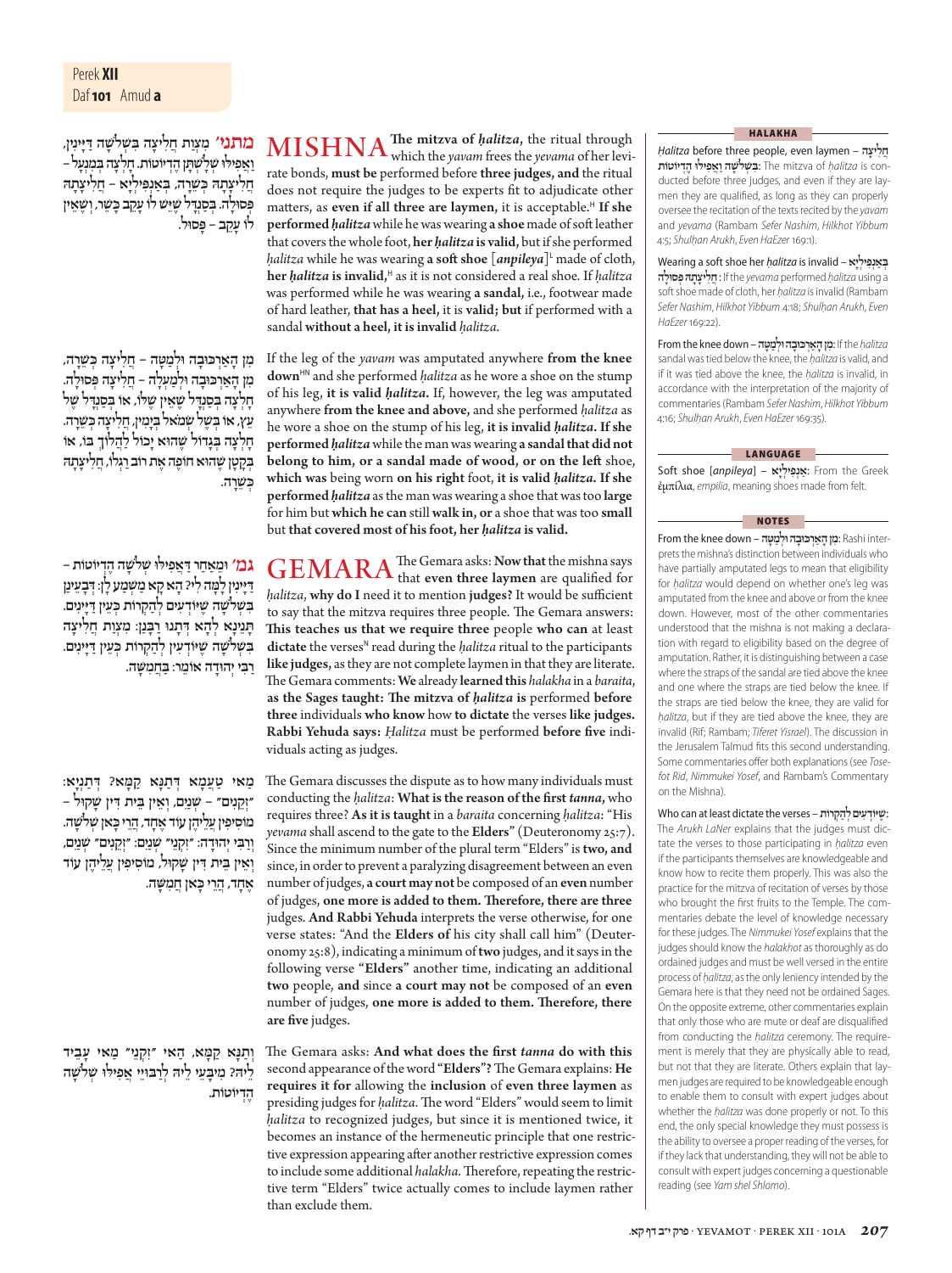**מתני׳** מִצְוַת חֲלִיצָה בִּשְׁלֹשָׁה דַּיָּינִין, וַאֲפִילּוּ שְׁלָשְׁתָּן הֶדְיוֹטוֹת. חָלְצָה בְּמִנְעָל – חֲלִיצָתָהּ כְּשֵׁרָה, בְּאַנְפִּילְיָא – חֲלִיצָתָהּ פְּסוּלָה. בְּסַנְדָּל שֶׁיֵּשׁ לוֹ עָקֵב כָּשֵׁר, וְשֶׁאֵין לוֹ עָקֵב – פָּסוּל.

**MISHNA** The mitzva of *ḥalitza*, the ritual through which the *yavam* frees the *yevama* of her levirate bonds, **must be** performed before **three judges, and** the ritual does not require the judges to be experts fit to adjudicate other matters, as **even if all three are laymen,** it is acceptable.[H] **If she performed *ḥalitza*** while he was wearing **a shoe** made of soft leather that covers the whole foot, **her *ḥalitza* is valid,** but if she performed *ḥalitza* while he was wearing **a soft shoe** [***anpileya***][L] made of cloth, **her *ḥalitza* is invalid,**[H] as it is not considered a real shoe. If *ḥalitza* was performed while he was wearing **a sandal,** i.e., footwear made of hard leather, **that has a heel,** it is **valid; but** if performed with a sandal **without a heel, it is invalid** *ḥalitza*.

מִן הָאַרְכּוּבָּה וּלְמַטָּה – חֲלִיצָה כְּשֵׁרָה, מִן הָאַרְכּוּבָּה וּלְמַעְלָה – חֲלִיצָה פְּסוּלָה. חָלְצָה בְּסַנְדָּל שֶׁאֵין שֶׁלּוֹ, אוֹ בְּסַנְדָּל שֶׁל עֵץ, אוֹ בְּשֶׁל שְׂמֹאל בְּיָמִין, חֲלִיצָה כְּשֵׁרָה. חָלְצָה בְּגָדוֹל שֶׁהוּא יָכוֹל לְהַלֵּךְ בּוֹ, אוֹ בְּקָטָן שֶׁהוּא חוֹפֶה אֶת רוֹב רַגְלוֹ, חֲלִיצָתָהּ כְּשֵׁרָה.

If the leg of the *yavam* was amputated anywhere **from the knee down**[HN] and she performed *ḥalitza* as he wore a shoe on the stump of his leg, **it is valid *ḥalitza*.** If, however, the leg was amputated anywhere **from the knee and above,** and she performed *ḥalitza* as he wore a shoe on the stump of his leg, **it is invalid *ḥalitza*. If she performed *ḥalitza*** while the man was wearing **a sandal that did not belong to him, or a sandal made of wood, or on the left** shoe, **which was** being worn **on his right** foot, **it is valid *ḥalitza*. If she performed *ḥalitza*** as the man was wearing a shoe that was too **large** for him but **which he can** still **walk in, or** a shoe that was too **small** but **that covered most of his foot, her *ḥalitza* is valid.**

**גמ׳** וּמֵאַחַר דַּאֲפִילּוּ שְׁלֹשָׁה הֶדְיוֹטוֹת – דַּיָּינִין לָמָּה לִי? הָא קָא מַשְׁמַע לַן: דְּבָעֵינַן בִּשְׁלֹשָׁה שֶׁיּוֹדְעִים לְהַקְרוֹת כְּעֵין דַּיָּינִים. תָּנֵינָא לְהָא דְּתָנוּ רַבָּנַן: מִצְוַת חֲלִיצָה בִּשְׁלֹשָׁה שֶׁיּוֹדְעִין לְהַקְרוֹת כְּעֵין דַּיָּינִים. רַבִּי יְהוּדָה אוֹמֵר: בַּחֲמִשָּׁה.

**GEMARA** The Gemara asks: **Now that** the mishna says that **even three laymen** are qualified for *ḥalitza*, **why do I** need it to mention **judges?** It would be sufficient to say that the mitzva requires three people. The Gemara answers: **This teaches us that we require three** people **who can** at least **dictate** the verses[N] read during the *ḥalitza* ritual to the participants **like judges,** as they are not complete laymen in that they are literate. The Gemara comments: **We** already **learned this** *halakha* in a *baraita*, **as the Sages taught: The mitzva of *ḥalitza*** is performed **before three** individuals **who know** how **to dictate** the verses **like judges. Rabbi Yehuda says:** *Ḥalitza* must be performed **before five** individuals acting as judges.

מַאי טַעְמָא דְּתַנָּא קַמָּא? דְּתַנְיָא: ״זְקֵנִים״ – שְׁנַיִם, וְאֵין בֵּית דִּין שָׁקוּל – מוֹסִיפִין עֲלֵיהֶן עוֹד אֶחָד, הֲרֵי כָּאן שְׁלֹשָׁה. וְרַבִּי יְהוּדָה: ״זִקְנֵי״ שְׁנַיִם, ״זְקֵנִים״ שְׁנַיִם, וְאֵין בֵּית דִּין שָׁקוּל, מוֹסִיפִין עֲלֵיהֶן עוֹד אֶחָד, הֲרֵי כָּאן חֲמִשָּׁה.

The Gemara discusses the dispute as to how many individuals must conducting the *ḥalitza*: **What is the reason of the first *tanna*,** who requires three? **As it is taught** in a *baraita* concerning *ḥalitza*: "His *yevama* shall ascend to the gate to the **Elders**" (Deuteronomy 25:7). Since the minimum number of the plural term "Elders" is **two, and** since, in order to prevent a paralyzing disagreement between an even number of judges, **a court may not** be composed of an **even** number of judges, **one more is added to them. Therefore, there are three** judges. **And Rabbi Yehuda** interprets the verse otherwise, for one verse states: "And the **Elders of** his city shall call him" (Deuteronomy 25:8), indicating a minimum of **two** judges, and it says in the following verse **"Elders"** another time, indicating an additional **two** people, **and** since **a court may not** be composed of an **even** number of judges, **one more is added to them. Therefore, there are five** judges.

וְתַנָּא קַמָּא, הַאי ״זִקְנֵי״ מַאי עָבֵיד לֵיהּ? מִיבְּעֵי לֵיהּ לְרַבּוֹיֵי אֲפִילּוּ שְׁלֹשָׁה הֶדְיוֹטוֹת.

The Gemara asks: **And what does the first *tanna* do with this** second appearance of the word **"Elders"?** The Gemara explains: **He requires it for** allowing the **inclusion of even three laymen** as presiding judges for *ḥalitza*. The word "Elders" would seem to limit *ḥalitza* to recognized judges, but since it is mentioned twice, it becomes an instance of the hermeneutic principle that one restrictive expression appearing after another restrictive expression comes to include some additional *halakha*. Therefore, repeating the restrictive term "Elders" twice actually comes to include laymen rather than exclude them.

---

### HALAKHA

*Ḥalitza* before three people, even laymen – **חֲלִיצָה בִּשְׁלֹשָׁה וַאֲפִילּוּ הֶדְיוֹטוֹת**: The mitzva of *ḥalitza* is conducted before three judges, and even if they are laymen they are qualified, as long as they can properly oversee the recitation of the texts recited by the *yavam* and *yevama* (Rambam *Sefer Nashim*, *Hilkhot Yibbum* 4:5; *Shulḥan Arukh*, *Even HaEzer* 169:1).

Wearing a soft shoe her *ḥalitza* is invalid – **בְּאַנְפִּילְיָא: חֲלִיצָתָהּ פְּסוּלָה**: If the *yevama* performed *ḥalitza* using a soft shoe made of cloth, her *ḥalitza* is invalid (Rambam *Sefer Nashim*, *Hilkhot Yibbum* 4:18; *Shulḥan Arukh*, *Even HaEzer* 169:22).

From the knee down – **מִן הָאַרְכּוּבָּה וּלְמַטָּה**: If the *ḥalitza* sandal was tied below the knee, the *ḥalitza* is valid, and if it was tied above the knee, the *ḥalitza* is invalid, in accordance with the interpretation of the majority of commentaries (Rambam *Sefer Nashim*, *Hilkhot Yibbum* 4:16; *Shulḥan Arukh*, *Even HaEzer* 169:35).

### LANGUAGE

Soft shoe [*anpileya*] – **אַנְפִּילְיָא**: From the Greek ἐμπίλια, *empilia*, meaning shoes made from felt.

### NOTES

From the knee down – **מִן הָאַרְכּוּבָּה וּלְמַטָּה**: Rashi interprets the mishna's distinction between individuals who have partially amputated legs to mean that eligibility for *ḥalitza* would depend on whether one's leg was amputated from the knee and above or from the knee down. However, most of the other commentaries understood that the mishna is not making a declaration with regard to eligibility based on the degree of amputation. Rather, it is distinguishing between a case where the straps of the sandal are tied above the knee and one where the straps are tied below the knee. If the straps are tied below the knee, they are valid for *ḥalitza*, but if they are tied above the knee, they are invalid (Rif; Rambam; *Tiferet Yisrael*). The discussion in the Jerusalem Talmud fits this second understanding. Some commentaries offer both explanations (see *Tosefot Rid*, *Nimmukei Yosef*, and Rambam's Commentary on the Mishna).

Who can at least dictate the verses – **שֶׁיּוֹדְעִים לְהַקְרוֹת**: The *Arukh LaNer* explains that the judges must dictate the verses to those participating in *ḥalitza* even if the participants themselves are knowledgeable and know how to recite them properly. This was also the practice for the mitzva of recitation of verses by those who brought the first fruits to the Temple. The commentaries debate the level of knowledge necessary for these judges. The *Nimmukei Yosef* explains that the judges should know the *halakhot* as thoroughly as do ordained judges and must be well versed in the entire process of *ḥalitza*, as the only leniency intended by the Gemara here is that they need not be ordained Sages. On the opposite extreme, other commentaries explain that only those who are mute or deaf are disqualified from conducting the *ḥalitza* ceremony. The requirement is merely that they are physically able to read, but not that they are literate. Others explain that laymen judges are required to be knowledgeable enough to enable them to consult with expert judges about whether the *ḥalitza* was done properly or not. To this end, the only special knowledge they must possess is the ability to oversee a proper reading of the verses, for if they lack that understanding, they will not be able to consult with expert judges concerning a questionable reading (see *Yam shel Shlomo*).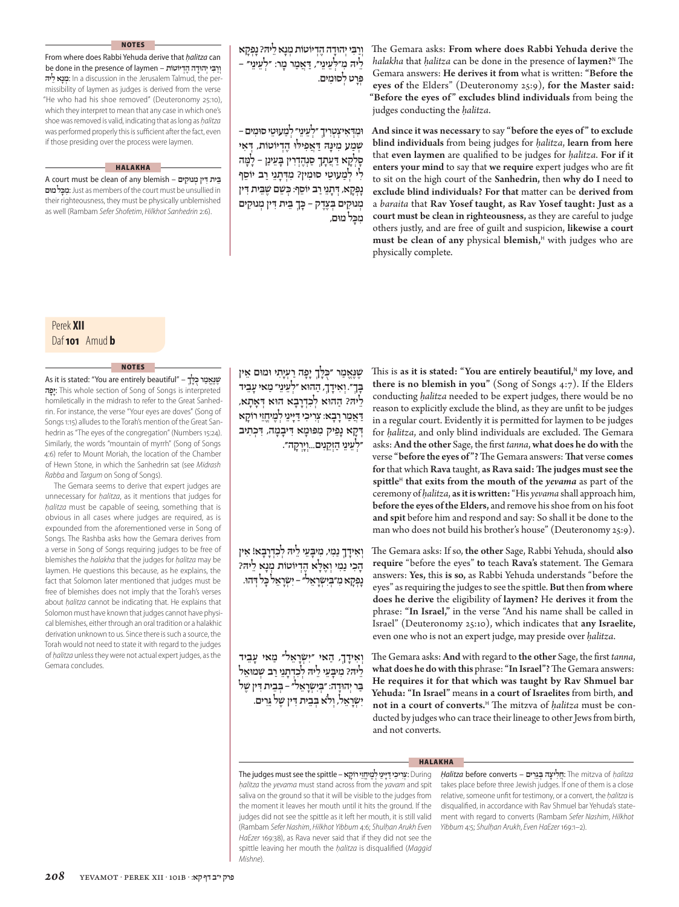## NOTES

**From where does Rabbi Yehuda derive that *ḥalitza* can be done in the presence of laymen – וְרַבִּי יְהוּדָה הֶדְיוֹטוֹת מְנָא לֵיהּ:** In a discussion in the Jerusalem Talmud, the permissibility of laymen as judges is derived from the verse "He who had his shoe removed" (Deuteronomy 25:10), which they interpret to mean that any case in which one's shoe was removed is valid, indicating that as long as *ḥalitza* was performed properly this is sufficient after the fact, even if those presiding over the process were laymen.

## HALAKHA

**A court must be clean of any blemish – בֵּית דִּין מְנוּקִּים מִכָּל מוּם:** Just as members of the court must be unsullied in their righteousness, they must be physically unblemished as well (Rambam *Sefer Shofetim*, *Hilkhot Sanhedrin* 2:6).

וְרַבִּי יְהוּדָה הֶדְיוֹטוֹת מְנָא לֵיהּ? נָפְקָא לֵיהּ מִ״לְּעֵינֵי״, דְּאָמַר מָר: ״לְעֵינֵי״ – פְּרָט לְסוּמִים.

The Gemara asks: **From where does Rabbi Yehuda derive** the *halakha* that *ḥalitza* can be done in the presence of **laymen?**[N] The Gemara answers: **He derives it from** what is written: **"Before the eyes of** the Elders" (Deuteronomy 25:9), **for the Master said: "Before the eyes of" excludes blind individuals** from being the judges conducting the *ḥalitza*.

וּמִדְּאִיצְטְרִיךְ ״לְעֵינֵי״ לְמַעוּטֵי סוּמִים – שְׁמַע מִינַּהּ דַּאֲפִילּוּ הֶדְיוֹטוֹת, דְּאִי סָלְקָא דַּעְתָּךְ סַנְהֶדְרִין בָּעֵינַן – לָמָּה לִי לְמַעוּטֵי סוּמִין? מִדְּתָנֵי רַב יוֹסֵף נָפְקָא, דְּתָנֵי רַב יוֹסֵף: כְּשֵׁם שֶׁבֵּית דִּין מְנוּקִּים בְּצֶדֶק – כָּךְ בֵּית דִּין מְנוּקִּים מִכָּל מוּם,

**And since it was necessary** to say **"before the eyes of" to exclude blind individuals** from being judges for *ḥalitza*, **learn from here** that **even laymen** are qualified to be judges for *ḥalitza*. **For if it enters your mind** to say that **we require** expert judges who are fit to sit on the high court of the **Sanhedrin,** then **why do I** need **to exclude blind individuals? For that** matter can be **derived from** a *baraita* that **Rav Yosef taught, as Rav Yosef taught: Just as a court must be clean in righteousness,** as they are careful to judge others justly, and are free of guilt and suspicion, **likewise a court must be clean of any** physical **blemish,**[H] with judges who are physically complete.

# Perek XII
## Daf 101 Amud b

## NOTES

**As it is stated: "You are entirely beautiful" – שֶׁנֶּאֱמַר כּוּלָּךְ יָפָה:** This whole section of Song of Songs is interpreted homiletically in the midrash to refer to the Great Sanhedrin. For instance, the verse "Your eyes are doves" (Song of Songs 1:15) alludes to the Torah's mention of the Great Sanhedrin as "The eyes of the congregation" (Numbers 15:24). Similarly, the words "mountain of myrrh" (Song of Songs 4:6) refer to Mount Moriah, the location of the Chamber of Hewn Stone, in which the Sanhedrin sat (see *Midrash Rabba* and *Targum* on Song of Songs).

The Gemara seems to derive that expert judges are unnecessary for *ḥalitza*, as it mentions that judges for *ḥalitza* must be capable of seeing, something that is obvious in all cases where judges are required, as is expounded from the aforementioned verse in Song of Songs. The Rashba asks how the Gemara derives from a verse in Song of Songs requiring judges to be free of blemishes the *halakha* that the judges for *ḥalitza* may be laymen. He questions this because, as he explains, the fact that Solomon later mentioned that judges must be free of blemishes does not imply that the Torah's verses about *ḥalitza* cannot be indicating that. He explains that Solomon must have known that judges cannot have physical blemishes, either through an oral tradition or a halakhic derivation unknown to us. Since there is such a source, the Torah would not need to state it with regard to the judges of *ḥalitza* unless they were not actual expert judges, as the Gemara concludes.

שֶׁנֶּאֱמַר ״כּוּלָּךְ יָפָה רַעְיָתִי וּמוּם אֵין בָּךְ״. וְאִידָּךְ, הַהוּא ״לְעֵינֵי״ מַאי עָבֵיד לֵיהּ? הַהוּא לְכִדְרָבָא הוּא דַּאֲתָא, דְּאָמַר רָבָא: צְרִיכִי דַּיָּינֵי לְמֵיחְזֵי רוּקָא דְּקָא נָפֵיק מִפּוּמָּא דִּיבָמָה, דִּכְתִיב ״לְעֵינֵי הַזְּקֵנִים... וְיָרְקָה״.

This is **as it is stated: "You are entirely beautiful,**[N] **my love, and there is no blemish in you"** (Song of Songs 4:7). If the Elders conducting *ḥalitza* needed to be expert judges, there would be no reason to explicitly exclude the blind, as they are unfit to be judges in a regular court. Evidently it is permitted for laymen to be judges for *ḥalitza*, and only blind individuals are excluded. The Gemara asks: **And the other** Sage, the first *tanna*, **what does he do with** the verse **"before the eyes of"?** The Gemara answers: **That** verse **comes for** that which **Rava** taught, **as Rava said: The judges must see the spittle**[H] **that exits from the mouth of the** ***yevama*** as part of the ceremony of *ḥalitza*, **as it is written:** "His *yevama* shall approach him, **before the eyes of the Elders,** and remove his shoe from on his foot **and spit** before him and respond and say: So shall it be done to the man who does not build his brother's house" (Deuteronomy 25:9).

וְאִידָּךְ נַמִי, מִיבְּעֵי לֵיהּ לְכִדְרָבָא! אִין הָכִי נַמִי וְאֶלָּא הֶדְיוֹטוֹת מְנָא לֵיהּ? נָפְקָא מִ״בְּיִשְׂרָאֵל״ – ״יִשְׂרָאֵל״ כׇּל דְּהוּ.

The Gemara asks: If so, **the other** Sage, Rabbi Yehuda, should **also require** "before the eyes of" **to** teach **Rava's** statement. The Gemara answers: **Yes,** this **is so,** as Rabbi Yehuda understands "before the eyes" as requiring the judges to see the spittle. **But** then **from where does he derive** the eligibility of **laymen?** He **derives** it **from** the phrase: **"In Israel,"** in the verse "And his name shall be called in Israel" (Deuteronomy 25:10), which indicates that **any Israelite,** even one who is not an expert judge, may preside over *ḥalitza*.

וְאִידָּךְ, הַאי ״יִשְׂרָאֵל״ מַאי עָבֵיד לֵיהּ? מִיבְּעֵי לֵיהּ לְכִדְתָנֵי רַב שְׁמוּאֵל בַּר יְהוּדָה: ״בְּיִשְׂרָאֵל״ – בְּבֵית דִּין שֶׁל יִשְׂרָאֵל, וְלֹא בְּבֵית דִּין שֶׁל גֵּרִים.

The Gemara asks: **And** with regard to **the other** Sage, the first *tanna*, **what does he do with this** phrase: **"In Israel"?** The Gemara answers: **He requires it for that which was taught by Rav Shmuel bar Yehuda: "In Israel"** means **in a court of Israelites** from birth, **and not in a court of converts.**[H] The mitzva of *ḥalitza* must be conducted by judges who can trace their lineage to other Jews from birth, and not converts.

## HALAKHA

**The judges must see the spittle – צְרִיכִי דַּיָּינֵי לְמֵיחְזֵי רוּקָא:** During *ḥalitza* the *yevama* must stand across from the *yavam* and spit saliva on the ground so that it will be visible to the judges from the moment it leaves her mouth until it hits the ground. If the judges did not see the spittle as it left her mouth, it is still valid (Rambam *Sefer Nashim*, *Hilkhot Yibbum* 4:6; *Shulḥan Arukh Even HaEzer* 169:38), as Rava never said that if they did not see the spittle leaving her mouth the *ḥalitza* is disqualified (*Maggid Mishne*).

***Ḥalitza* before converts – חֲלִיצָה בְּגֵרִים:** The mitzva of *ḥalitza* takes place before three Jewish judges. If one of them is a close relative, someone unfit for testimony, or a convert, the *ḥalitza* is disqualified, in accordance with Rav Shmuel bar Yehuda's statement with regard to converts (Rambam *Sefer Nashim*, *Hilkhot Yibbum* 4:5; *Shulḥan Arukh*, *Even HaEzer* 169:1–2).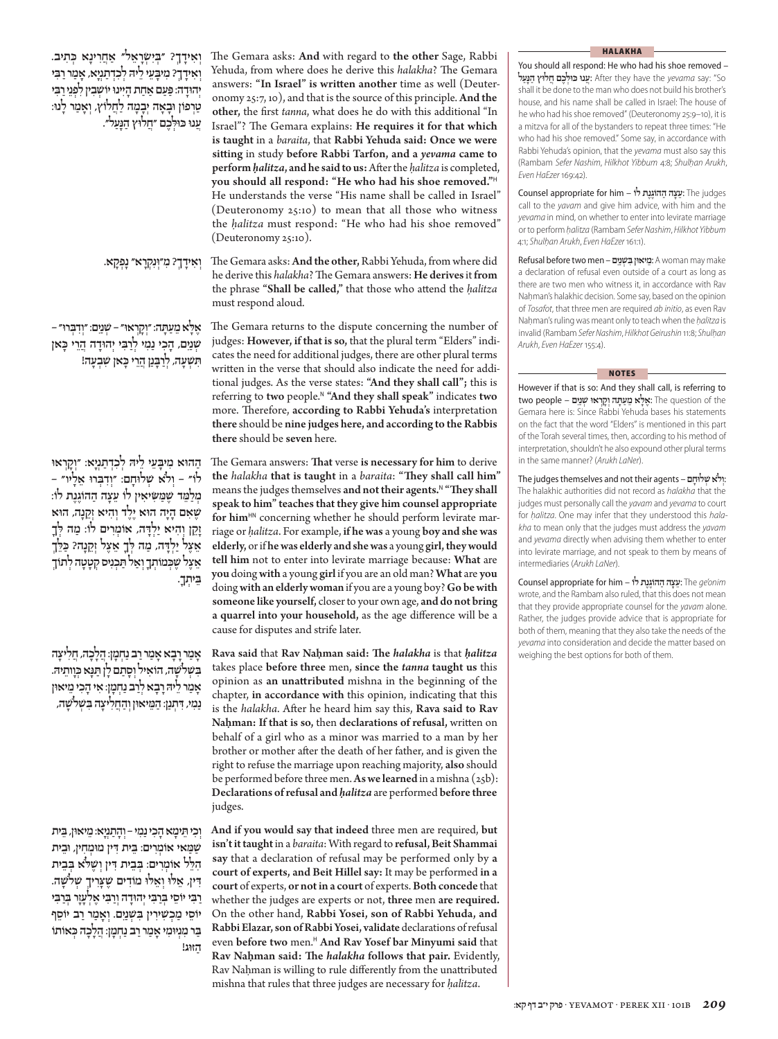וְאִידָּךְ? ״בְּיִשְׂרָאֵל״ אַחֲרִינָא כְּתִיב. וְאִידָּךְ? מִיבָּעֵי לֵיהּ לְכִדְתַנְיָא, אָמַר רַבִּי יְהוּדָה: פַּעַם אַחַת הָיִינוּ יוֹשְׁבִין לִפְנֵי רַבִּי טַרְפוֹן, וּבָאָה יְבָמָה לַחֲלוֹץ, וְאָמַר לָנוּ: עֲנוּ כּוּלְּכֶם ״חֲלוּץ הַנָּעַל״.

The Gemara asks: **And** with regard to **the other** Sage, Rabbi Yehuda, from where does he derive this *halakha*? The Gemara answers: **"In Israel" is written another** time as well (Deuteronomy 25:7, 10), and that is the source of this principle. **And the other,** the first *tanna*, what does he do with this additional "In Israel"? The Gemara explains: **He requires it for that which is taught** in a *baraita*, that **Rabbi Yehuda said: Once we were sitting** in study **before Rabbi Tarfon, and a *yevama* came to perform *ḥalitza*, and he said to us:** After the *ḥalitza* is completed, **you should all respond: "He who had his shoe removed."**[H] He understands the verse "His name shall be called in Israel" (Deuteronomy 25:10) to mean that all those who witness the *ḥalitza* must respond: "He who had his shoe removed" (Deuteronomy 25:10).

וְאִידָּךְ? מִ״וְּנִקְרָא״ נָפְקָא.

The Gemara asks: **And the other,** Rabbi Yehuda, from where did he derive this *halakha*? The Gemara answers: **He derives** it **from** the phrase **"Shall be called,"** that those who attend the *ḥalitza* must respond aloud.

אֶלָּא מֵעַתָּה: ״וְקָרְאוּ״ – שְׁנַיִם, ״וְדִבְּרוּ״ – שְׁנַיִם, הָכִי נָמֵי לְרַבִּי יְהוּדָה הֲרֵי כָּאן תִּשְׁעָה, לְרַבָּנַן הֲרֵי כָּאן שִׁבְעָה!

The Gemara returns to the dispute concerning the number of judges: **However, if that is so,** that the plural term "Elders" indicates the need for additional judges, there are other plural terms written in the verse that should also indicate the need for additional judges. As the verse states: **"And they shall call";** this is referring to **two** people.[N] **"And they shall speak"** indicates **two** more. Therefore, **according to Rabbi Yehuda's** interpretation **there** should be **nine judges here, and according to the Rabbis there** should be **seven** here.

הַהוּא מִיבָּעֵי לֵיהּ לְכִדְתַנְיָא: ״וְקָרְאוּ לוֹ״ – וְלֹא שְׁלוּחָם, ״וְדִבְּרוּ אֵלָיו״ – מְלַמֵּד שֶׁמַּשִּׂיאִין לוֹ עֵצָה הַהוֹגֶנֶת לוֹ: שֶׁאִם הָיָה הוּא יֶלֶד וְהִיא זְקֵנָה, הוּא זָקֵן וְהִיא יַלְדָּה, אוֹמְרִים לוֹ: מָה לְךָ אֵצֶל יַלְדָּה, מָה לְךָ אֵצֶל זְקֵנָה? כַּלֵּךְ אֵצֶל שֶׁכְּמוֹתְךָ וְאַל תַּכְנִיס קְטָטָה לְתוֹךְ בֵּיתְךָ.

The Gemara answers: **That** verse **is necessary for him** to derive **the** *halakha* **that is taught** in a *baraita*: **"They shall call him"** means the judges themselves **and not their agents.**[N] **"They shall speak to him" teaches that they give him counsel appropriate for him**[HN] concerning whether he should perform levirate marriage or *ḥalitza*. For example, **if he was** a young **boy and she was elderly,** or **if he was elderly and she was** a young **girl, they would tell him** not to enter into levirate marriage because: **What** are **you** doing **with** a young **girl** if you are an old man? **What** are **you** doing **with an elderly woman** if you are a young boy? **Go be with someone like yourself,** closer to your own age, **and do not bring a quarrel into your household,** as the age difference will be a cause for disputes and strife later.

אָמַר רָבָא אָמַר רַב נַחְמָן: הֲלָכָה, חֲלִיצָה בִּשְׁלֹשָׁה, הוֹאִיל וּסְתָם לָן תַּנָּא כְּוָותֵיהּ. אָמַר לֵיהּ רָבָא לְרַב נַחְמָן: אִי הָכִי מֵיאוּן נָמֵי, דִּתְנַן: הַמֵּיאוּן וְהַחֲלִיצָה בִּשְׁלֹשָׁה,

**Rava said** that **Rav Naḥman said: The *halakha*** is that ***ḥalitza*** takes place **before three** men, **since the *tanna* taught us** this opinion as **an unattributed** mishna in the beginning of the chapter, **in accordance with** this opinion, indicating that this is the *halakha*. After he heard him say this, **Rava said to Rav Naḥman: If that is so,** then **declarations of refusal,** written on behalf of a girl who as a minor was married to a man by her brother or mother after the death of her father, and is given the right to refuse the marriage upon reaching majority, **also** should be performed before three men. **As we learned** in a mishna (25b): **Declarations of refusal and *ḥalitza*** are performed **before three** judges.

וְכִי תֵּימָא הָכִי נָמֵי – וְהָתַנְיָא: מֵיאוּן, בֵּית שַׁמַּאי אוֹמְרִים: בֵּית דִּין מוּמְחִין, וּבֵית הִלֵּל אוֹמְרִים: בְּבֵית דִּין וְשֶׁלֹּא בְּבֵית דִּין. אֵלּוּ וָאֵלּוּ מוֹדִים שֶׁצָּרִיךְ שְׁלֹשָׁה. רַבִּי יוֹסֵי בְּרַבִּי יְהוּדָה וְרַבִּי אֶלְעָזָר בְּרַבִּי יוֹסֵי מַכְשִׁירִין בִּשְׁנַיִם. וְאָמַר רַב יוֹסֵף בַּר מִנְיוֹמִי אָמַר רַב נַחְמָן: הֲלָכָה כְּאוֹתוֹ הַזּוּג!

**And if you would say that indeed** three men are required, **but isn't it taught** in a *baraita*: With regard to **refusal, Beit Shammai say** that a declaration of refusal may be performed only by **a court of experts, and Beit Hillel say:** It may be performed **in a court** of experts, **or not in a court** of experts. **Both concede** that whether the judges are experts or not, **three** men **are required.** On the other hand, **Rabbi Yosei, son of Rabbi Yehuda, and Rabbi Elazar, son of Rabbi Yosei, validate** declarations of refusal even **before two** men.[H] **And Rav Yosef bar Minyumi said** that **Rav Naḥman said: The *halakha* follows that pair.** Evidently, Rav Naḥman is willing to rule differently from the unattributed mishna that rules that three judges are necessary for *ḥalitza*.

## HALAKHA

**You should all respond: He who had his shoe removed – עֲנוּ כּוּלְּכֶם חֲלוּץ הַנָּעַל:** After they have the *yevama* say: "So shall it be done to the man who does not build his brother's house, and his name shall be called in Israel: The house of he who had his shoe removed" (Deuteronomy 25:9–10), it is a mitzva for all of the bystanders to repeat three times: "He who had his shoe removed." Some say, in accordance with Rabbi Yehuda's opinion, that the *yevama* must also say this (Rambam *Sefer Nashim*, *Hilkhot Yibbum* 4:8; *Shulḥan Arukh*, *Even HaEzer* 169:42).

**Counsel appropriate for him – עֵצָה הַהוֹגֶנֶת לוֹ:** The judges call to the *yavam* and give him advice, with him and the *yevama* in mind, on whether to enter into levirate marriage or to perform *ḥalitza* (Rambam *Sefer Nashim*, *Hilkhot Yibbum* 4:1; *Shulḥan Arukh*, *Even HaEzer* 161:1).

**Refusal before two men – מֵיאוּן בִּשְׁנַיִם:** A woman may make a declaration of refusal even outside of a court as long as there are two men who witness it, in accordance with Rav Naḥman's halakhic decision. Some say, based on the opinion of *Tosafot*, that three men are required *ab initio*, as even Rav Naḥman's ruling was meant only to teach when the *ḥalitza* is invalid (Rambam *Sefer Nashim*, *Hilkhot Geirushin* 11:8; *Shulḥan Arukh*, *Even HaEzer* 155:4).

## NOTES

**However if that is so: And they shall call, is referring to two people – אֶלָּא מֵעַתָּה וְקָרְאוּ שְׁנַיִם:** The question of the Gemara here is: Since Rabbi Yehuda bases his statements on the fact that the word "Elders" is mentioned in this part of the Torah several times, then, according to his method of interpretation, shouldn't he also expound other plural terms in the same manner? (*Arukh LaNer*).

**The judges themselves and not their agents – וְלֹא שְׁלוּחָם:** The halakhic authorities did not record as *halakha* that the judges must personally call the *yavam* and *yevama* to court for *ḥalitza*. One may infer that they understood this *halakha* to mean only that the judges must address the *yavam* and *yevama* directly when advising them whether to enter into levirate marriage, and not speak to them by means of intermediaries (*Arukh LaNer*).

**Counsel appropriate for him – עֵצָה הַהוֹגֶנֶת לוֹ:** The *ge'onim* wrote, and the Rambam also ruled, that this does not mean that they provide appropriate counsel for the *yavam* alone. Rather, the judges provide advice that is appropriate for both of them, meaning that they also take the needs of the *yevama* into consideration and decide the matter based on weighing the best options for both of them.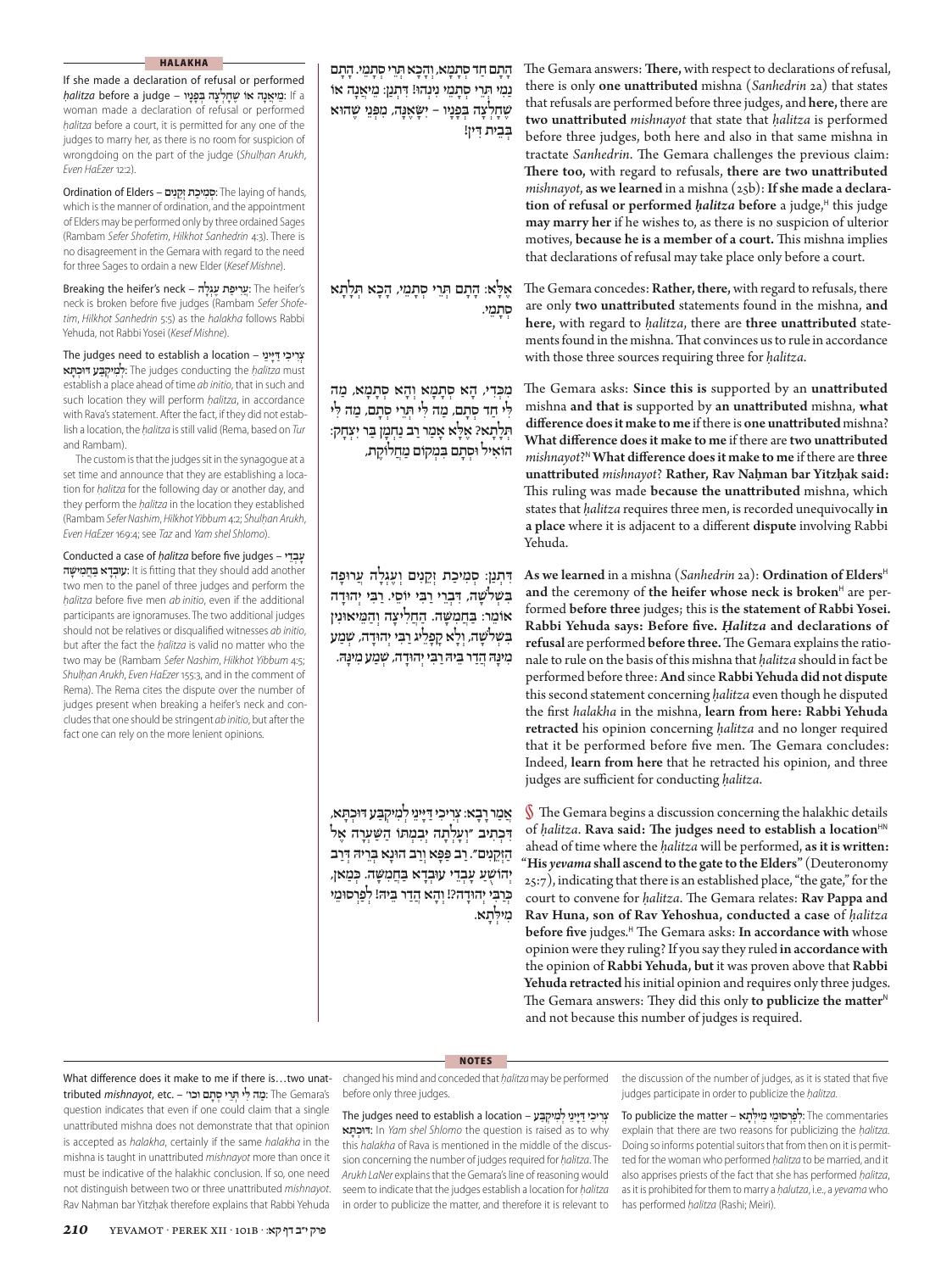## HALAKHA

**If she made a declaration of refusal or performed *ḥalitza* before a judge – מֵיאֲנָה אוֹ שֶׁחָלְצָה בְּפָנָיו:** If a woman made a declaration of refusal or performed *ḥalitza* before a court, it is permitted for any one of the judges to marry her, as there is no room for suspicion of wrongdoing on the part of the judge (*Shulḥan Arukh, Even HaEzer* 12:2).

**Ordination of Elders – סְמִיכַת זְקֵנִים:** The laying of hands, which is the manner of ordination, and the appointment of Elders may be performed only by three ordained Sages (Rambam *Sefer Shofetim*, *Hilkhot Sanhedrin* 4:3). There is no disagreement in the Gemara with regard to the need for three Sages to ordain a new Elder (*Kesef Mishne*).

**Breaking the heifer's neck – עֲרִיפַת עֶגְלָה:** The heifer's neck is broken before five judges (Rambam *Sefer Shofetim*, *Hilkhot Sanhedrin* 5:5) as the *halakha* follows Rabbi Yehuda, not Rabbi Yosei (*Kesef Mishne*).

**The judges need to establish a location – צְרִיכִי דַּיָּינֵי לְמִיקְבַּע דּוּכְתָּא:** The judges conducting the *ḥalitza* must establish a place ahead of time *ab initio*, that in such and such location they will perform *ḥalitza*, in accordance with Rava's statement. After the fact, if they did not establish a location, the *ḥalitza* is still valid (Rema, based on *Tur* and Rambam).

The custom is that the judges sit in the synagogue at a set time and announce that they are establishing a location for *ḥalitza* for the following day or another day, and they perform the *ḥalitza* in the location they established (Rambam *Sefer Nashim*, *Hilkhot Yibbum* 4:2; *Shulḥan Arukh, Even HaEzer* 169:4; see *Taz* and *Yam shel Shlomo*).

**Conducted a case of *ḥalitza* before five judges – עָבְדֵי עוּבְדָא בַּחֲמִשָּׁה:** It is fitting that they should add another two men to the panel of three judges and perform the *ḥalitza* before five men *ab initio*, even if the additional participants are ignoramuses. The two additional judges should not be relatives or disqualified witnesses *ab initio*, but after the fact the *ḥalitza* is valid no matter who the two may be (Rambam *Sefer Nashim*, *Hilkhot Yibbum* 4:5; *Shulḥan Arukh, Even HaEzer* 155:3, and in the comment of Rema). The Rema cites the dispute over the number of judges present when breaking a heifer's neck and concludes that one should be stringent *ab initio*, but after the fact one can rely on the more lenient opinions.

הָתָם חַד סְתָמָא, וְהָכָא תְּרֵי סְתָמֵי. הָתָם נָמֵי תְּרֵי סְתָמֵי נִינְהוּ! דִּתְנַן: מֵיאֲנָה אוֹ שֶׁחָלְצָה בְּפָנָיו – יִשָּׂאֶנָּה, מִפְּנֵי שֶׁהוּא בְּבֵית דִּין!

The Gemara answers: **There,** with respect to declarations of refusal, there is only **one unattributed** mishna (*Sanhedrin* 2a) that states that refusals are performed before three judges, and **here,** there are **two unattributed** *mishnayot* that state that *ḥalitza* is performed before three judges, both here and also in that same mishna in tractate *Sanhedrin*. The Gemara challenges the previous claim: **There too,** with regard to refusals, **there are two unattributed** *mishnayot*, **as we learned** in a mishna (25b): **If she made a declaration of refusal or performed *ḥalitza* before** a judge,[H] this judge **may marry her** if he wishes to, as there is no suspicion of ulterior motives, **because he is a member of a court.** This mishna implies that declarations of refusal may take place only before a court.

אֶלָּא: הָתָם תְּרֵי סְתָמֵי, הָכָא תְּלָתָא סְתָמֵי.

The Gemara concedes: **Rather, there,** with regard to refusals, there are only **two unattributed** statements found in the mishna, **and here,** with regard to *ḥalitza*, there are **three unattributed** statements found in the mishna. That convinces us to rule in accordance with those three sources requiring three for *ḥalitza*.

מִכְּדֵי, הָא סְתָמָא וְהָא סְתָמָא, מָה לִּי חַד סְתָם, מָה לִּי תְּרֵי סְתָם, מָה לִּי תְּלָתָא? אֶלָּא אָמַר רַב נַחְמָן בַּר יִצְחָק: הוֹאִיל וּסְתָם בִּמְקוֹם מַחֲלוֹקֶת,

The Gemara asks: **Since this is** supported by an **unattributed** mishna **and that is** supported by **an unattributed** mishna, **what difference does it make to me** if there is **one unattributed** mishna? **What difference does it make to me** if there are **two unattributed** *mishnayot*?[N] **What difference does it make to me** if there are **three unattributed** *mishnayot*? **Rather, Rav Naḥman bar Yitzḥak said:** This ruling was made **because the unattributed** mishna, which states that *ḥalitza* requires three men, is recorded unequivocally **in a place** where it is adjacent to a different **dispute** involving Rabbi Yehuda.

דִּתְנַן: סְמִיכַת זְקֵנִים וְעֶגְלָה עֲרוּפָה בִּשְׁלֹשָׁה, דִּבְרֵי רַבִּי יוֹסֵי. רַבִּי יְהוּדָה אוֹמֵר: בַּחֲמִשָּׁה. הַחֲלִיצָה וְהַמֵּיאוּנִין בִּשְׁלֹשָׁה, וְלָא פְּלֵיג רַבִּי יְהוּדָה, שְׁמַע מִינַּהּ הֲדַר בֵּיהּ רַבִּי יְהוּדָה, שְׁמַע מִינַּהּ.

**As we learned** in a mishna (*Sanhedrin* 2a): **Ordination of Elders**[H] **and** the ceremony of **the heifer whose neck is broken**[H] are performed **before three** judges; this is **the statement of Rabbi Yosei. Rabbi Yehuda says: Before five. *Ḥalitza* and declarations of refusal** are performed **before three.** The Gemara explains the rationale to rule on the basis of this mishna that *ḥalitza* should in fact be performed before three: **And** since **Rabbi Yehuda did not dispute** this second statement concerning *ḥalitza* even though he disputed the first *halakha* in the mishna, **learn from here: Rabbi Yehuda retracted** his opinion concerning *ḥalitza* and no longer required that it be performed before five men. The Gemara concludes: Indeed, **learn from here** that he retracted his opinion, and three judges are sufficient for conducting *ḥalitza*.

אָמַר רָבָא: צְרִיכִי דַּיָּינֵי לְמִיקְבַּע דּוּכְתָּא, דִּכְתִיב ״וְעָלְתָה יְבִמְתּוֹ הַשַּׁעְרָה אֶל הַזְּקֵנִים״. רַב פָּפָּא וְרַב הוּנָא בְּרֵיהּ דְּרַב יְהוֹשֻׁעַ עָבְדֵי עוּבְדָא בַּחֲמִשָּׁה. כְּמַאן, כְּרַבִּי יְהוּדָה?! וְהָא הֲדַר בֵּיהּ! לְפַרְסוֹמֵי מִילְּתָא.

§ The Gemara begins a discussion concerning the halakhic details of *ḥalitza*. **Rava said: The judges need to establish a location**[HN] ahead of time where the *ḥalitza* will be performed, **as it is written: "His *yevama* shall ascend to the gate to the Elders"** (Deuteronomy 25:7), indicating that there is an established place, "the gate," for the court to convene for *ḥalitza*. The Gemara relates: **Rav Pappa and Rav Huna, son of Rav Yehoshua, conducted a case** of *ḥalitza* **before five** judges.[H] The Gemara asks: **In accordance with** whose opinion were they ruling? If you say they ruled **in accordance with** the opinion of **Rabbi Yehuda, but** it was proven above that **Rabbi Yehuda retracted** his initial opinion and requires only three judges. The Gemara answers: They did this only **to publicize the matter**[N] and not because this number of judges is required.

## NOTES

**What difference does it make to me if there is…two unattributed *mishnayot*, etc. – מָה לִּי תְּרֵי סְתָם וכו׳:** The Gemara's question indicates that even if one could claim that a single unattributed mishna does not demonstrate that that opinion is accepted as *halakha*, certainly if the same *halakha* in the mishna is taught in unattributed *mishnayot* more than once it must be indicative of the halakhic conclusion. If so, one need not distinguish between two or three unattributed *mishnayot*. Rav Naḥman bar Yitzḥak therefore explains that Rabbi Yehuda changed his mind and conceded that *ḥalitza* may be performed before only three judges.

**The judges need to establish a location – צְרִיכִי דַּיָּינֵי לְמִיקְבַּע דּוּכְתָּא:** In *Yam shel Shlomo* the question is raised as to why this *halakha* of Rava is mentioned in the middle of the discussion concerning the number of judges required for *ḥalitza*. The *Arukh LaNer* explains that the Gemara's line of reasoning would seem to indicate that the judges establish a location for *ḥalitza* in order to publicize the matter, and therefore it is relevant to the discussion of the number of judges, as it is stated that five judges participate in order to publicize the *ḥalitza*.

**To publicize the matter – לְפַרְסוֹמֵי מִילְּתָא:** The commentaries explain that there are two reasons for publicizing the *ḥalitza*. Doing so informs potential suitors that from then on it is permitted for the woman who performed *ḥalitza* to be married, and it also apprises priests of the fact that she has performed *ḥalitza*, as it is prohibited for them to marry a *ḥalutza*, i.e., a *yevama* who has performed *ḥalitza* (Rashi; Meiri).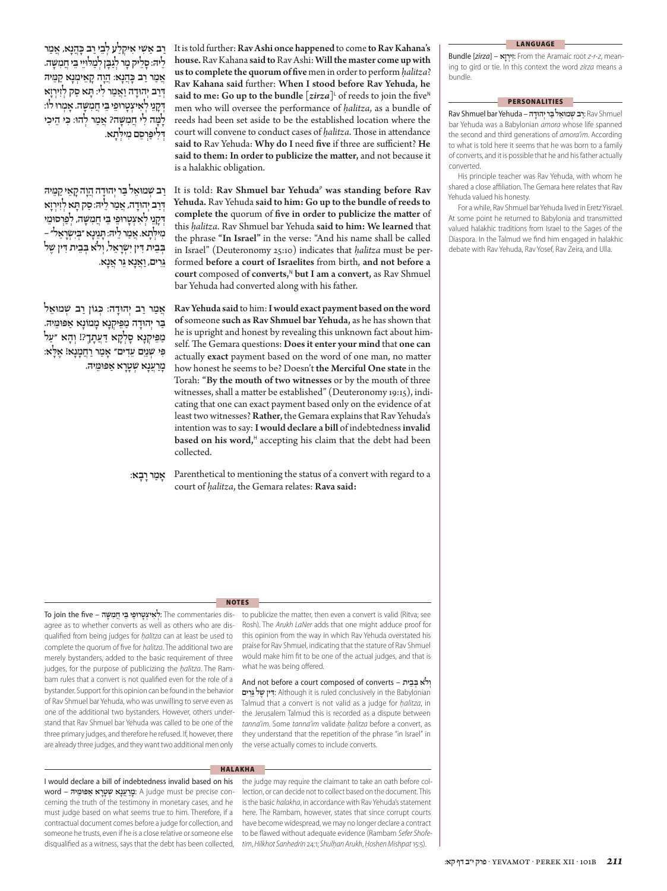רַב אַשִׁי אִיקְּלַע לְבֵי רַב כָּהֲנָא, אֲמַר לֵיהּ: סָלֵיק מָר לְגַבַּן לְמַלּוֹיֵי בֵּי חַמְשָׁה. אֲמַר רַב כָּהֲנָא: הֲוָה קָאֵימְנָא קַמֵּיהּ דְּרַב יְהוּדָה וַאֲמַר לִי: תָּא סַק לְזִירְזָא דְּקָנֵי לְאִיצְטָרוֹפֵי בֵּי חַמְשָׁה. אָמְרוּ לוֹ: לָמָּה לִי חַמְשָׁה? אֲמַר לְהוּ: כִּי הֵיכִי דְּלִיפַּרְסֵם מִילְּתָא.

It is told further: **Rav Ashi once happened** to come **to Rav Kahana's house.** Rav Kahana **said to** Rav Ashi: **Will the master come up with us to complete the quorum of five** men in order to perform *ḥalitza*? **Rav Kahana said** further: **When I stood before Rav Yehuda, he said to me: Go up to the bundle** [*zirza*][L] of reeds to join the five[N] men who will oversee the performance of *ḥalitza*, as a bundle of reeds had been set aside to be the established location where the court will convene to conduct cases of *ḥalitza*. Those in attendance **said to** Rav Yehuda: **Why do I** need **five** if three are sufficient? **He said to them: In order to publicize the matter,** and not because it is a halakhic obligation.

רַב שְׁמוּאֵל בַּר יְהוּדָה הֲוָה קָאֵי קַמֵּיהּ דְּרַב יְהוּדָה, אֲמַר לֵיהּ: סַק תָּא לְזִירְזָא דְּקָנֵי לְאִיצְטָרוֹפֵי בֵּי חַמְשָׁה, לְפַרְסוֹמֵי מִילְּתָא. אֲמַר לֵיהּ: תָּנֵינָא ״בְּיִשְׂרָאֵל״ – בְּבֵית דִּין יִשְׂרָאֵל, וְלֹא בְּבֵית דִּין שֶׁל גֵּרִים, וַאֲנָא גֵּר אֲנָא.

It is told: **Rav Shmuel bar Yehuda**[P] **was standing before Rav Yehuda.** Rav Yehuda **said to him: Go up to the bundle of reeds to complete the** quorum of **five in order to publicize the matter** of this *ḥalitza*. Rav Shmuel bar Yehuda **said to him: We learned** that the phrase **"In Israel"** in the verse: "And his name shall be called in Israel" (Deuteronomy 25:10) indicates that *ḥalitza* must be performed **before a court of Israelites** from birth, **and not before a court** composed **of converts,**[N] **but I am a convert,** as Rav Shmuel bar Yehuda had converted along with his father.

אֲמַר רַב יְהוּדָה: כְּגוֹן רַב שְׁמוּאֵל בַּר יְהוּדָה מַפֵּיקְנָא מָמוֹנָא אַפּוּמֵּיהּ. מַפֵּיקְנָא סָלְקָא דַּעְתָּךְ?! וְהָא ״עַל פִּי שְׁנַיִם עֵדִים״ אָמַר רַחֲמָנָא! אֶלָּא: מָרַעְנָא שְׁטָרָא אַפּוּמֵּיהּ.

**Rav Yehuda said** to him: **I would exact payment based on the word of** someone **such as Rav Shmuel bar Yehuda,** as he has shown that he is upright and honest by revealing this unknown fact about himself. The Gemara questions: **Does it enter your mind** that **one can** actually **exact** payment based on the word of one man, no matter how honest he seems to be? Doesn't **the Merciful One state** in the Torah: **"By the mouth of two witnesses** or by the mouth of three witnesses, shall a matter be established" (Deuteronomy 19:15), indicating that one can exact payment based only on the evidence of at least two witnesses? **Rather,** the Gemara explains that Rav Yehuda's intention was to say: **I would declare a bill** of indebtedness **invalid based on his word,**[H] accepting his claim that the debt had been collected.

אָמַר רָבָא:

Parenthetical to mentioning the status of a convert with regard to a court of *ḥalitza*, the Gemara relates: **Rava said:**

### LANGUAGE

Bundle [*zirza*] – זִירְזָא: From the Aramaic root *z-r-z*, meaning to gird or tie. In this context the word *zirza* means a bundle.

### PERSONALITIES

Rav Shmuel bar Yehuda – רַב שְׁמוּאֵל בַּר יְהוּדָה: Rav Shmuel bar Yehuda was a Babylonian *amora* whose life spanned the second and third generations of *amora'im*. According to what is told here it seems that he was born to a family of converts, and it is possible that he and his father actually converted.

His principle teacher was Rav Yehuda, with whom he shared a close affiliation. The Gemara here relates that Rav Yehuda valued his honesty.

For a while, Rav Shmuel bar Yehuda lived in Eretz Yisrael. At some point he returned to Babylonia and transmitted valued halakhic traditions from Israel to the Sages of the Diaspora. In the Talmud we find him engaged in halakhic debate with Rav Yehuda, Rav Yosef, Rav Zeira, and Ulla.

### NOTES

To join the five – לְאִיצְטְרוֹפֵי בֵּי חַמְשָׁה: The commentaries disagree as to whether converts as well as others who are disqualified from being judges for *ḥalitza* can at least be used to complete the quorum of five for *ḥalitza*. The additional two are merely bystanders, added to the basic requirement of three judges, for the purpose of publicizing the *ḥalitza*. The Rambam rules that a convert is not qualified even for the role of a bystander. Support for this opinion can be found in the behavior of Rav Shmuel bar Yehuda, who was unwilling to serve even as one of the additional two bystanders. However, others understand that Rav Shmuel bar Yehuda was called to be one of the three primary judges, and therefore he refused. If, however, there are already three judges, and they want two additional men only to publicize the matter, then even a convert is valid (Ritva; see Rosh). The *Arukh LaNer* adds that one might adduce proof for this opinion from the way in which Rav Yehuda overstated his praise for Rav Shmuel, indicating that the stature of Rav Shmuel would make him fit to be one of the actual judges, and that is what he was being offered.

And not before a court composed of converts – וְלֹא בְּבֵית דִּין שֶׁל גֵּרִים: Although it is ruled conclusively in the Babylonian Talmud that a convert is not valid as a judge for *ḥalitza*, in the Jerusalem Talmud this is recorded as a dispute between *tanna'im*. Some *tanna'im* validate *ḥalitza* before a convert, as they understand that the repetition of the phrase "in Israel" in the verse actually comes to include converts.

### HALAKHA

I would declare a bill of indebtedness invalid based on his word – מָרַעְנָא שְׁטָרָא אַפּוּמֵּיהּ: A judge must be precise concerning the truth of the testimony in monetary cases, and he must judge based on what seems true to him. Therefore, if a contractual document comes before a judge for collection, and someone he trusts, even if he is a close relative or someone else disqualified as a witness, says that the debt has been collected, the judge may require the claimant to take an oath before collection, or can decide not to collect based on the document. This is the basic *halakha*, in accordance with Rav Yehuda's statement here. The Rambam, however, states that since corrupt courts have become widespread, we may no longer declare a contract to be flawed without adequate evidence (Rambam *Sefer Shofetim*, *Hilkhot Sanhedrin* 24:1; *Shulḥan Arukh*, *Hoshen Mishpat* 15:5).